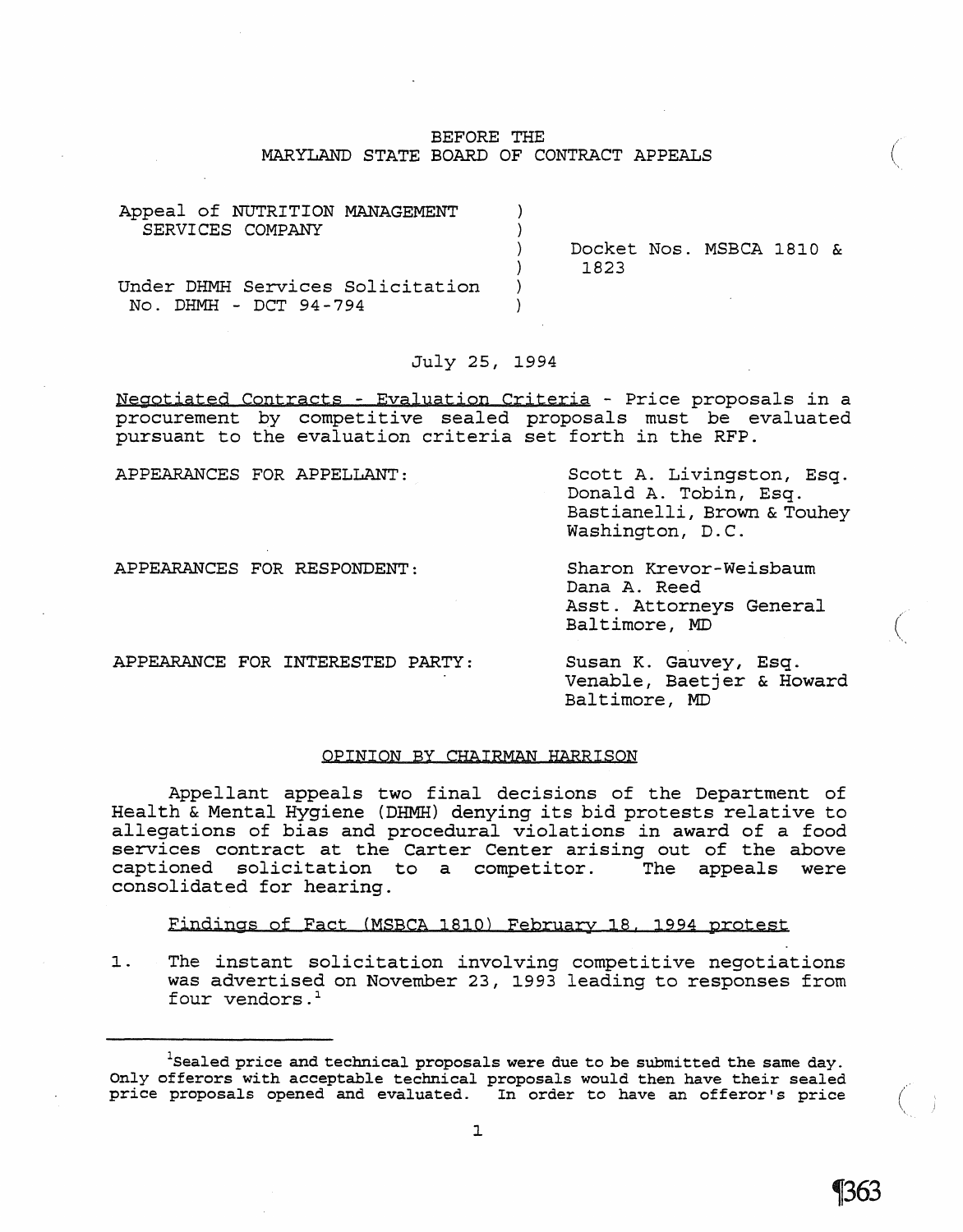BEFORE THE
MARYLAND STATE BOARD OF CONTRACT APPEALS

| | |
|---|---|
| Appeal of NUTRITION MANAGEMENT SERVICES COMPANY | Docket Nos. MSBCA 1810 & 1823 |
| Under DHMH Services Solicitation No. DHMH - DCT 94-794 | |

July 25, 1994

Negotiated Contracts - Evaluation Criteria - Price proposals in a procurement by competitive sealed proposals must be evaluated pursuant to the evaluation criteria set forth in the RFP.

APPEARANCES FOR APPELLANT: Scott A. Livingston, Esq.
Donald A. Tobin, Esq.
Bastianelli, Brown & Touhey
Washington, D.C.

APPEARANCES FOR RESPONDENT: Sharon Krevor-Weisbaum
Dana A. Reed
Asst. Attorneys General
Baltimore, MD

APPEARANCE FOR INTERESTED PARTY: Susan K. Gauvey, Esq.
Venable, Baetjer & Howard
Baltimore, MD

OPINION BY CHAIRMAN HARRISON

Appellant appeals two final decisions of the Department of Health & Mental Hygiene (DHMH) denying its bid protests relative to allegations of bias and procedural violations in award of a food services contract at the Carter Center arising out of the above captioned solicitation to a competitor. The appeals were consolidated for hearing.

Findings of Fact (MSBCA 1810) February 18, 1994 protest

1. The instant solicitation involving competitive negotiations was advertised on November 23, 1993 leading to responses from four vendors.[1]

[1] Sealed price and technical proposals were due to be submitted the same day. Only offerors with acceptable technical proposals would then have their sealed price proposals opened and evaluated. In order to have an offeror's price

¶363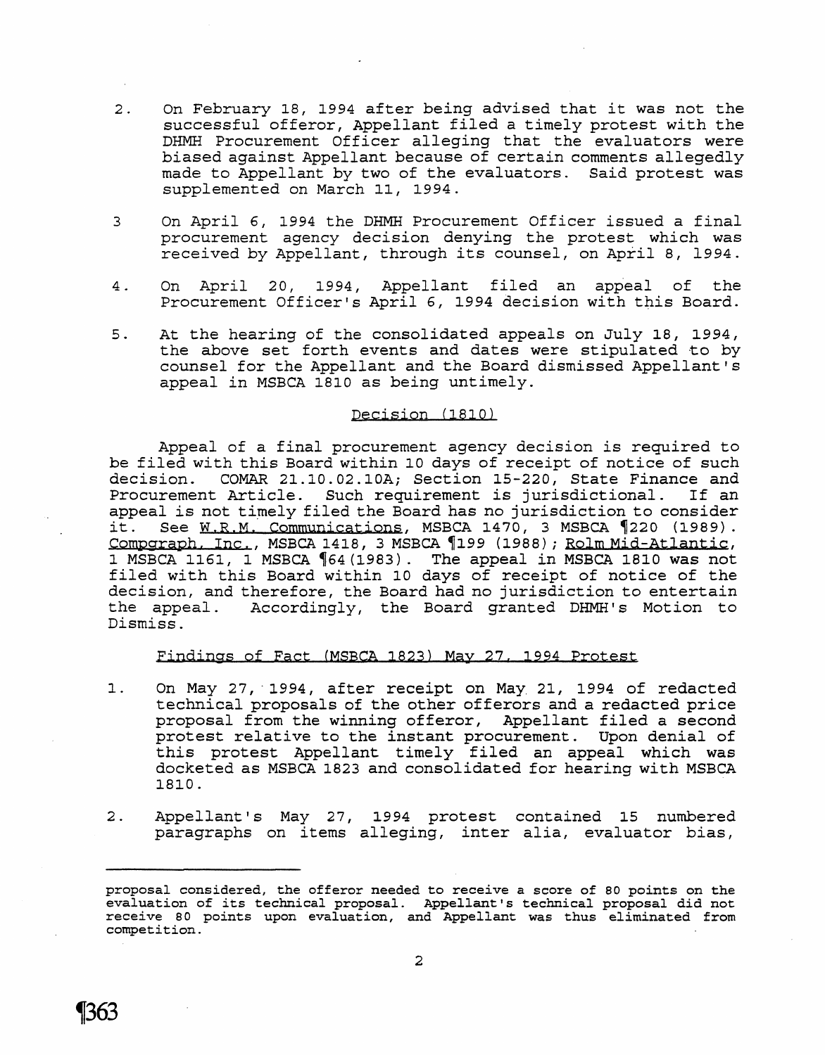2. On February 18, 1994 after being advised that it was not the successful offeror, Appellant filed a timely protest with the DHMH Procurement Officer alleging that the evaluators were biased against Appellant because of certain comments allegedly made to Appellant by two of the evaluators. Said protest was supplemented on March 11, 1994.

3 On April 6, 1994 the DHMH Procurement Officer issued a final procurement agency decision denying the protest which was received by Appellant, through its counsel, on April 8, 1994.

4. On April 20, 1994, Appellant filed an appeal of the Procurement Officer's April 6, 1994 decision with this Board.

5. At the hearing of the consolidated appeals on July 18, 1994, the above set forth events and dates were stipulated to by counsel for the Appellant and the Board dismissed Appellant's appeal in MSBCA 1810 as being untimely.

## Decision (1810)

Appeal of a final procurement agency decision is required to be filed with this Board within 10 days of receipt of notice of such decision. COMAR 21.10.02.10A; Section 15-220, State Finance and Procurement Article. Such requirement is jurisdictional. If an appeal is not timely filed the Board has no jurisdiction to consider it. See W.R.M. Communications, MSBCA 1470, 3 MSBCA ¶220 (1989). Compgraph, Inc., MSBCA 1418, 3 MSBCA ¶199 (1988); Rolm Mid-Atlantic, 1 MSBCA 1161, 1 MSBCA ¶64(1983). The appeal in MSBCA 1810 was not filed with this Board within 10 days of receipt of notice of the decision, and therefore, the Board had no jurisdiction to entertain the appeal. Accordingly, the Board granted DHMH's Motion to Dismiss.

## Findings of Fact (MSBCA 1823) May 27, 1994 Protest

1. On May 27, 1994, after receipt on May 21, 1994 of redacted technical proposals of the other offerors and a redacted price proposal from the winning offeror, Appellant filed a second protest relative to the instant procurement. Upon denial of this protest Appellant timely filed an appeal which was docketed as MSBCA 1823 and consolidated for hearing with MSBCA 1810.

2. Appellant's May 27, 1994 protest contained 15 numbered paragraphs on items alleging, inter alia, evaluator bias,

---

proposal considered, the offeror needed to receive a score of 80 points on the evaluation of its technical proposal. Appellant's technical proposal did not receive 80 points upon evaluation, and Appellant was thus eliminated from competition.

¶363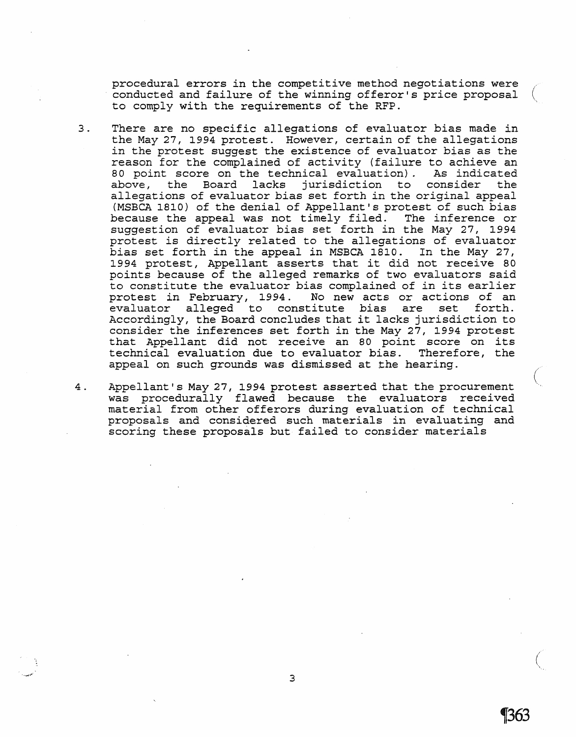procedural errors in the competitive method negotiations were conducted and failure of the winning offeror's price proposal to comply with the requirements of the RFP.

3. There are no specific allegations of evaluator bias made in the May 27, 1994 protest. However, certain of the allegations in the protest suggest the existence of evaluator bias as the reason for the complained of activity (failure to achieve an 80 point score on the technical evaluation). As indicated above, the Board lacks jurisdiction to consider the allegations of evaluator bias set forth in the original appeal (MSBCA 1810) of the denial of Appellant's protest of such bias because the appeal was not timely filed. The inference or suggestion of evaluator bias set forth in the May 27, 1994 protest is directly related to the allegations of evaluator bias set forth in the appeal in MSBCA 1810. In the May 27, 1994 protest, Appellant asserts that it did not receive 80 points because of the alleged remarks of two evaluators said to constitute the evaluator bias complained of in its earlier protest in February, 1994. No new acts or actions of an evaluator alleged to constitute bias are set forth. Accordingly, the Board concludes that it lacks jurisdiction to consider the inferences set forth in the May 27, 1994 protest that Appellant did not receive an 80 point score on its technical evaluation due to evaluator bias. Therefore, the appeal on such grounds was dismissed at the hearing.

4. Appellant's May 27, 1994 protest asserted that the procurement was procedurally flawed because the evaluators received material from other offerors during evaluation of technical proposals and considered such materials in evaluating and scoring these proposals but failed to consider materials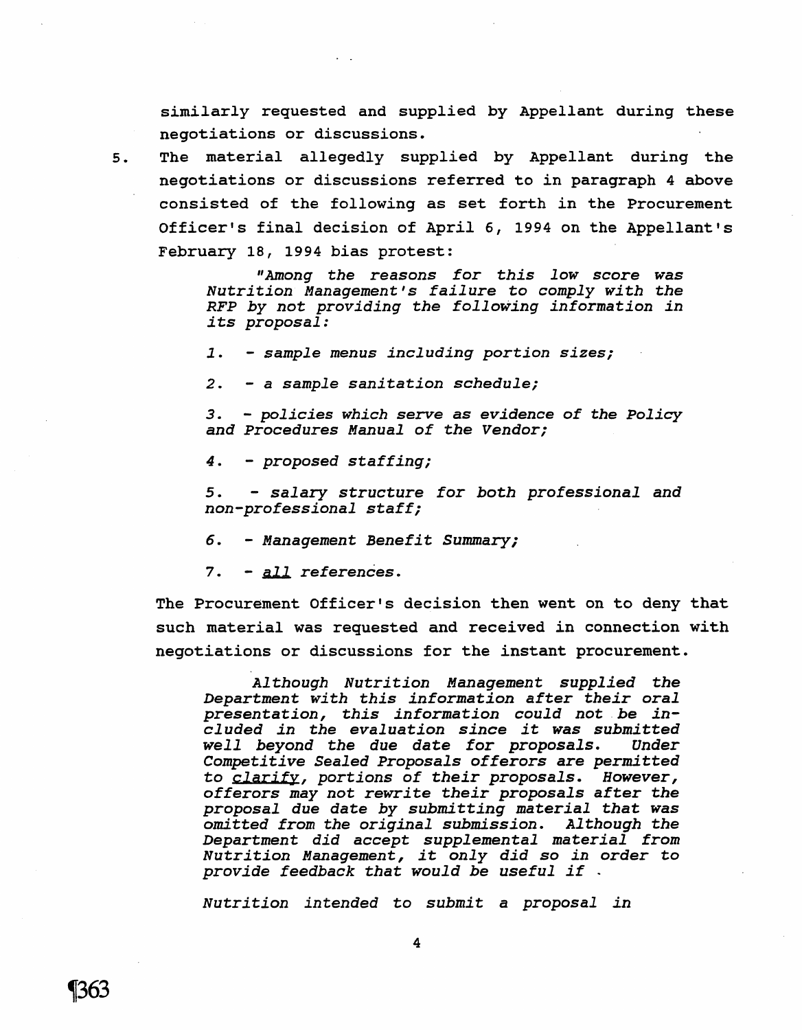similarly requested and supplied by Appellant during these negotiations or discussions.

5. The material allegedly supplied by Appellant during the negotiations or discussions referred to in paragraph 4 above consisted of the following as set forth in the Procurement Officer's final decision of April 6, 1994 on the Appellant's February 18, 1994 bias protest:

> *"Among the reasons for this low score was Nutrition Management's failure to comply with the RFP by not providing the following information in its proposal:*
>
> *1. - sample menus including portion sizes;*
>
> *2. - a sample sanitation schedule;*
>
> *3. - policies which serve as evidence of the Policy and Procedures Manual of the Vendor;*
>
> *4. - proposed staffing;*
>
> *5. - salary structure for both professional and non-professional staff;*
>
> *6. - Management Benefit Summary;*
>
> *7. - <u>all</u> references.*

The Procurement Officer's decision then went on to deny that such material was requested and received in connection with negotiations or discussions for the instant procurement.

> *Although Nutrition Management supplied the Department with this information after their oral presentation, this information could not be included in the evaluation since it was submitted well beyond the due date for proposals. Under Competitive Sealed Proposals offerors are permitted to <u>clarify</u>, portions of their proposals. However, offerors may not rewrite their proposals after the proposal due date by submitting material that was omitted from the original submission. Although the Department did accept supplemental material from Nutrition Management, it only did so in order to provide feedback that would be useful if*
>
> *Nutrition intended to submit a proposal in*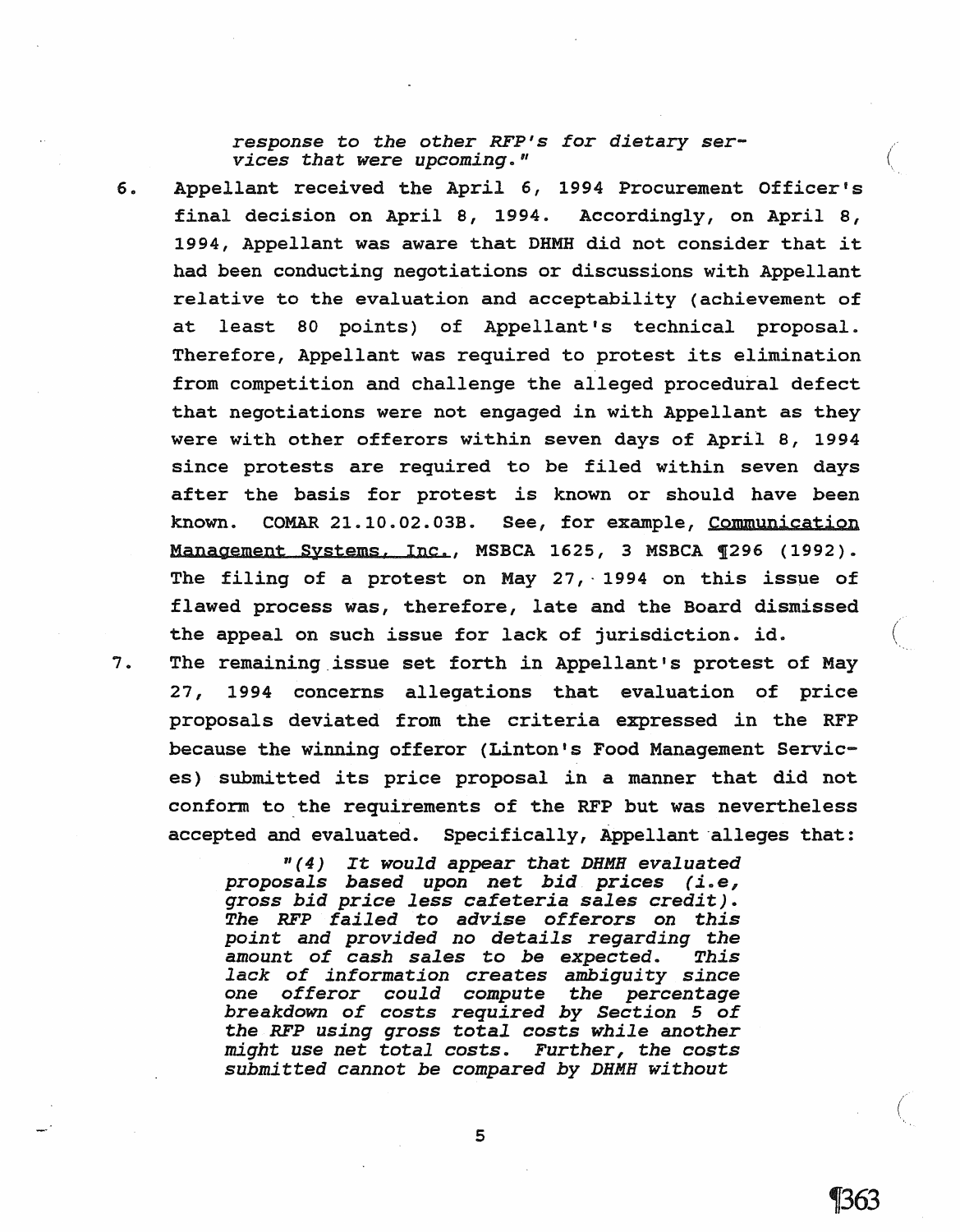*response to the other RFP's for dietary services that were upcoming."*

6. Appellant received the April 6, 1994 Procurement Officer's final decision on April 8, 1994. Accordingly, on April 8, 1994, Appellant was aware that DHMH did not consider that it had been conducting negotiations or discussions with Appellant relative to the evaluation and acceptability (achievement of at least 80 points) of Appellant's technical proposal. Therefore, Appellant was required to protest its elimination from competition and challenge the alleged procedural defect that negotiations were not engaged in with Appellant as they were with other offerors within seven days of April 8, 1994 since protests are required to be filed within seven days after the basis for protest is known or should have been known. COMAR 21.10.02.03B. See, for example, Communication Management Systems, Inc., MSBCA 1625, 3 MSBCA ¶296 (1992). The filing of a protest on May 27, 1994 on this issue of flawed process was, therefore, late and the Board dismissed the appeal on such issue for lack of jurisdiction. id.

7. The remaining issue set forth in Appellant's protest of May 27, 1994 concerns allegations that evaluation of price proposals deviated from the criteria expressed in the RFP because the winning offeror (Linton's Food Management Services) submitted its price proposal in a manner that did not conform to the requirements of the RFP but was nevertheless accepted and evaluated. Specifically, Appellant alleges that:

   *"(4) It would appear that DHMH evaluated proposals based upon net bid prices (i.e, gross bid price less cafeteria sales credit). The RFP failed to advise offerors on this point and provided no details regarding the amount of cash sales to be expected. This lack of information creates ambiguity since one offeror could compute the percentage breakdown of costs required by Section 5 of the RFP using gross total costs while another might use net total costs. Further, the costs submitted cannot be compared by DHMH without*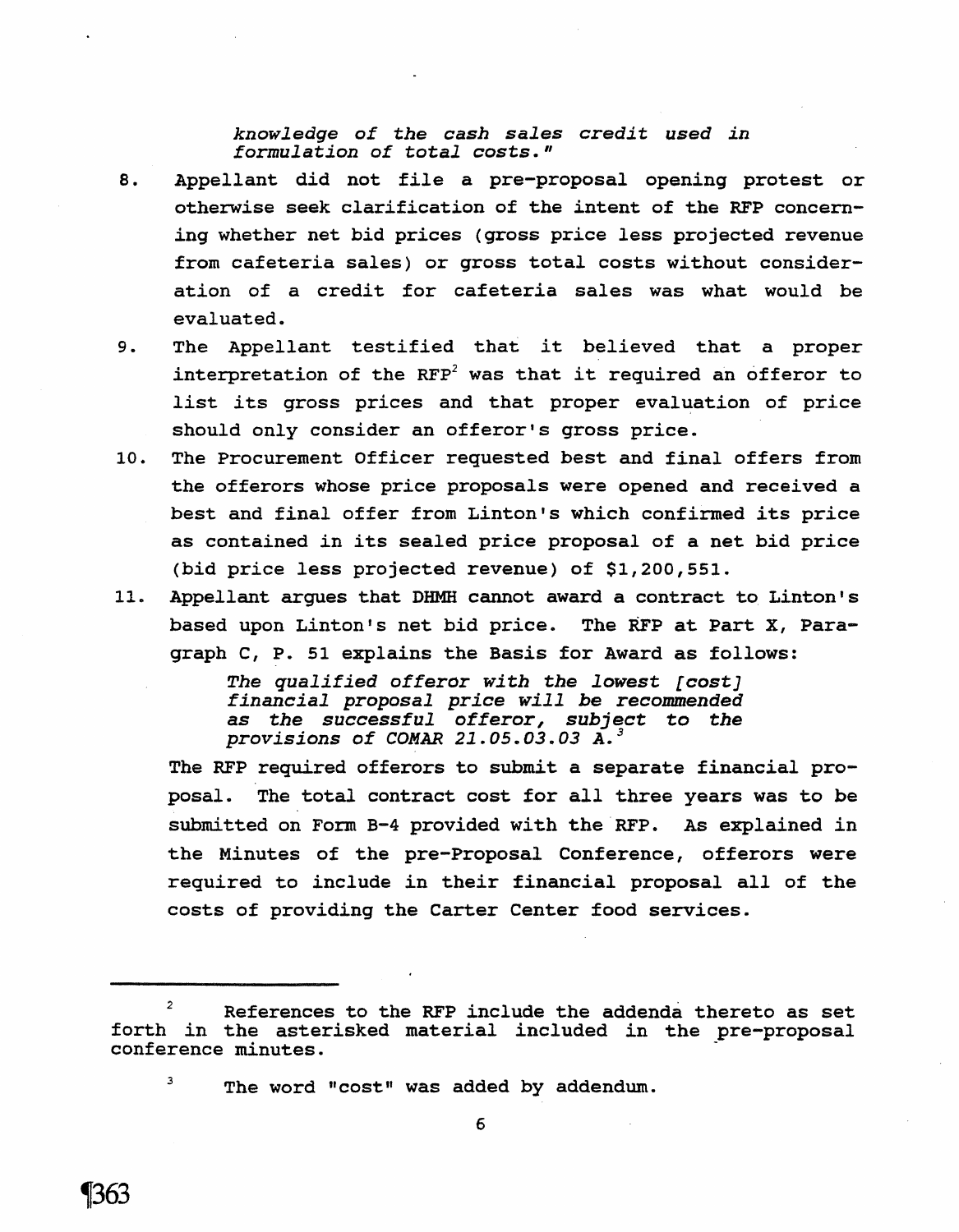*knowledge of the cash sales credit used in formulation of total costs."*

8. Appellant did not file a pre-proposal opening protest or otherwise seek clarification of the intent of the RFP concerning whether net bid prices (gross price less projected revenue from cafeteria sales) or gross total costs without consideration of a credit for cafeteria sales was what would be evaluated.
9. The Appellant testified that it believed that a proper interpretation of the RFP[2] was that it required an offeror to list its gross prices and that proper evaluation of price should only consider an offeror's gross price.
10. The Procurement Officer requested best and final offers from the offerors whose price proposals were opened and received a best and final offer from Linton's which confirmed its price as contained in its sealed price proposal of a net bid price (bid price less projected revenue) of $1,200,551.
11. Appellant argues that DHMH cannot award a contract to Linton's based upon Linton's net bid price. The RFP at Part X, Paragraph C, P. 51 explains the Basis for Award as follows:

    > *The qualified offeror with the lowest [cost] financial proposal price will be recommended as the successful offeror, subject to the provisions of COMAR 21.05.03.03 A.*[3]

    The RFP required offerors to submit a separate financial proposal. The total contract cost for all three years was to be submitted on Form B-4 provided with the RFP. As explained in the Minutes of the pre-Proposal Conference, offerors were required to include in their financial proposal all of the costs of providing the Carter Center food services.

---

[2] References to the RFP include the addenda thereto as set forth in the asterisked material included in the pre-proposal conference minutes.

[3] The word "cost" was added by addendum.

¶363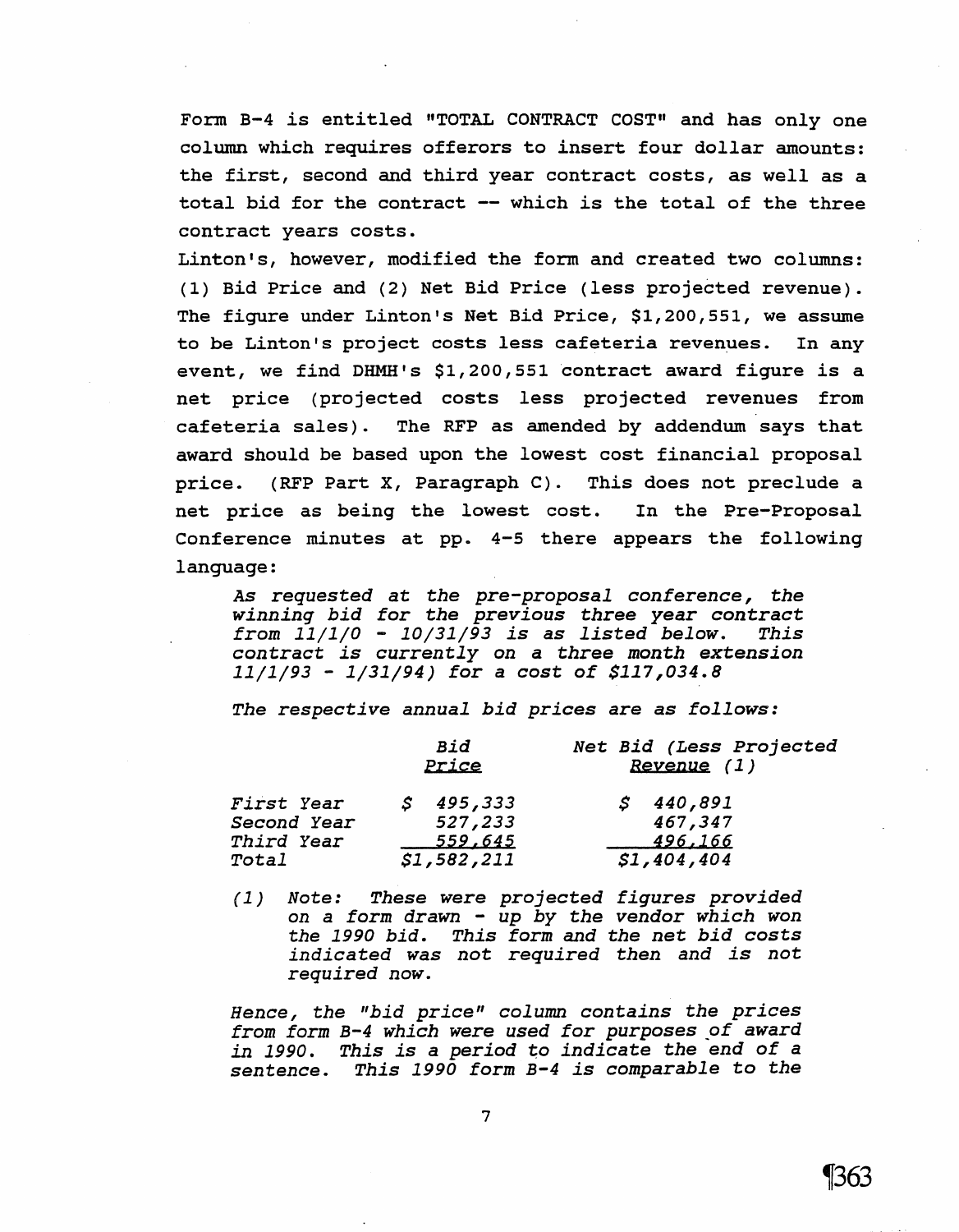Form B-4 is entitled "TOTAL CONTRACT COST" and has only one column which requires offerors to insert four dollar amounts: the first, second and third year contract costs, as well as a total bid for the contract -- which is the total of the three contract years costs.

Linton's, however, modified the form and created two columns: (1) Bid Price and (2) Net Bid Price (less projected revenue). The figure under Linton's Net Bid Price, $1,200,551, we assume to be Linton's project costs less cafeteria revenues. In any event, we find DHMH's $1,200,551 contract award figure is a net price (projected costs less projected revenues from cafeteria sales). The RFP as amended by addendum says that award should be based upon the lowest cost financial proposal price. (RFP Part X, Paragraph C). This does not preclude a net price as being the lowest cost. In the Pre-Proposal Conference minutes at pp. 4-5 there appears the following language:

> *As requested at the pre-proposal conference, the winning bid for the previous three year contract from 11/1/0 - 10/31/93 is as listed below. This contract is currently on a three month extension 11/1/93 - 1/31/94) for a cost of $117,034.8*
>
> *The respective annual bid prices are as follows:*
>
> | | *Bid Price* | *Net Bid (Less Projected Revenue (1)* |
> |---|---|---|
> | *First Year* | *$ 495,333* | *$ 440,891* |
> | *Second Year* | *527,233* | *467,347* |
> | *Third Year* | *559,645* | *496,166* |
> | *Total* | *$1,582,211* | *$1,404,404* |
>
> *(1) Note: These were projected figures provided on a form drawn - up by the vendor which won the 1990 bid. This form and the net bid costs indicated was not required then and is not required now.*
>
> *Hence, the "bid price" column contains the prices from form B-4 which were used for purposes of award in 1990. This is a period to indicate the end of a sentence. This 1990 form B-4 is comparable to the*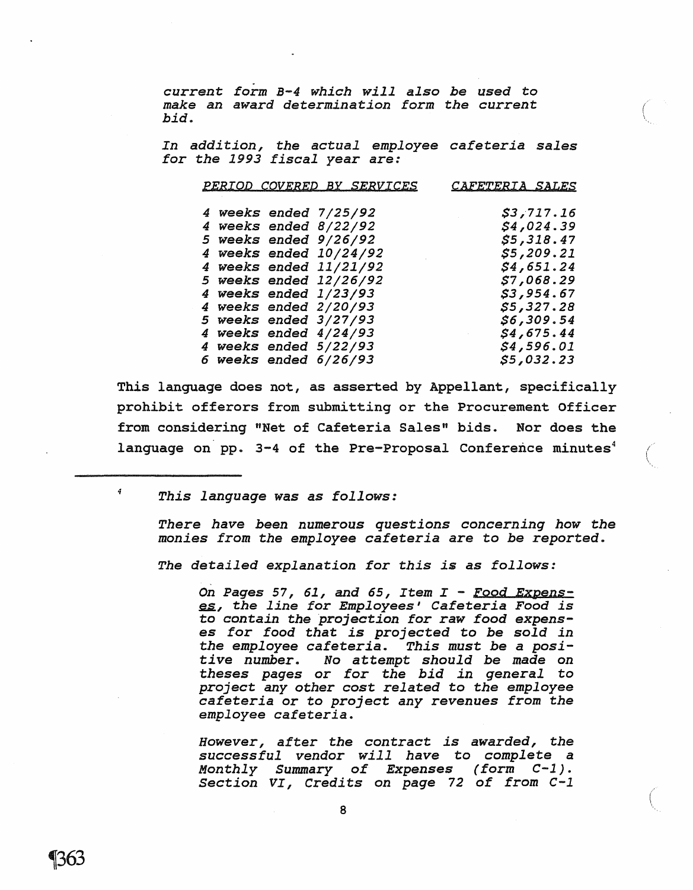*current form B-4 which will also be used to make an award determination form the current bid.*

*In addition, the actual employee cafeteria sales for the 1993 fiscal year are:*

| *PERIOD COVERED BY SERVICES* | *CAFETERIA SALES* |
|---|---|
| *4 weeks ended 7/25/92* | *$3,717.16* |
| *4 weeks ended 8/22/92* | *$4,024.39* |
| *5 weeks ended 9/26/92* | *$5,318.47* |
| *4 weeks ended 10/24/92* | *$5,209.21* |
| *4 weeks ended 11/21/92* | *$4,651.24* |
| *5 weeks ended 12/26/92* | *$7,068.29* |
| *4 weeks ended 1/23/93* | *$3,954.67* |
| *4 weeks ended 2/20/93* | *$5,327.28* |
| *5 weeks ended 3/27/93* | *$6,309.54* |
| *4 weeks ended 4/24/93* | *$4,675.44* |
| *4 weeks ended 5/22/93* | *$4,596.01* |
| *6 weeks ended 6/26/93* | *$5,032.23* |

This language does not, as asserted by Appellant, specifically prohibit offerors from submitting or the Procurement Officer from considering "Net of Cafeteria Sales" bids. Nor does the language on pp. 3-4 of the Pre-Proposal Conference minutes[4]

---

[4] *This language was as follows:*

*There have been numerous questions concerning how the monies from the employee cafeteria are to be reported.*

*The detailed explanation for this is as follows:*

> *On Pages 57, 61, and 65, Item I - Food Expenses, the line for Employees' Cafeteria Food is to contain the projection for raw food expenses for food that is projected to be sold in the employee cafeteria. This must be a positive number. No attempt should be made on theses pages or for the bid in general to project any other cost related to the employee cafeteria or to project any revenues from the employee cafeteria.*
>
> *However, after the contract is awarded, the successful vendor will have to complete a Monthly Summary of Expenses (form C-1). Section VI, Credits on page 72 of from C-1*

¶363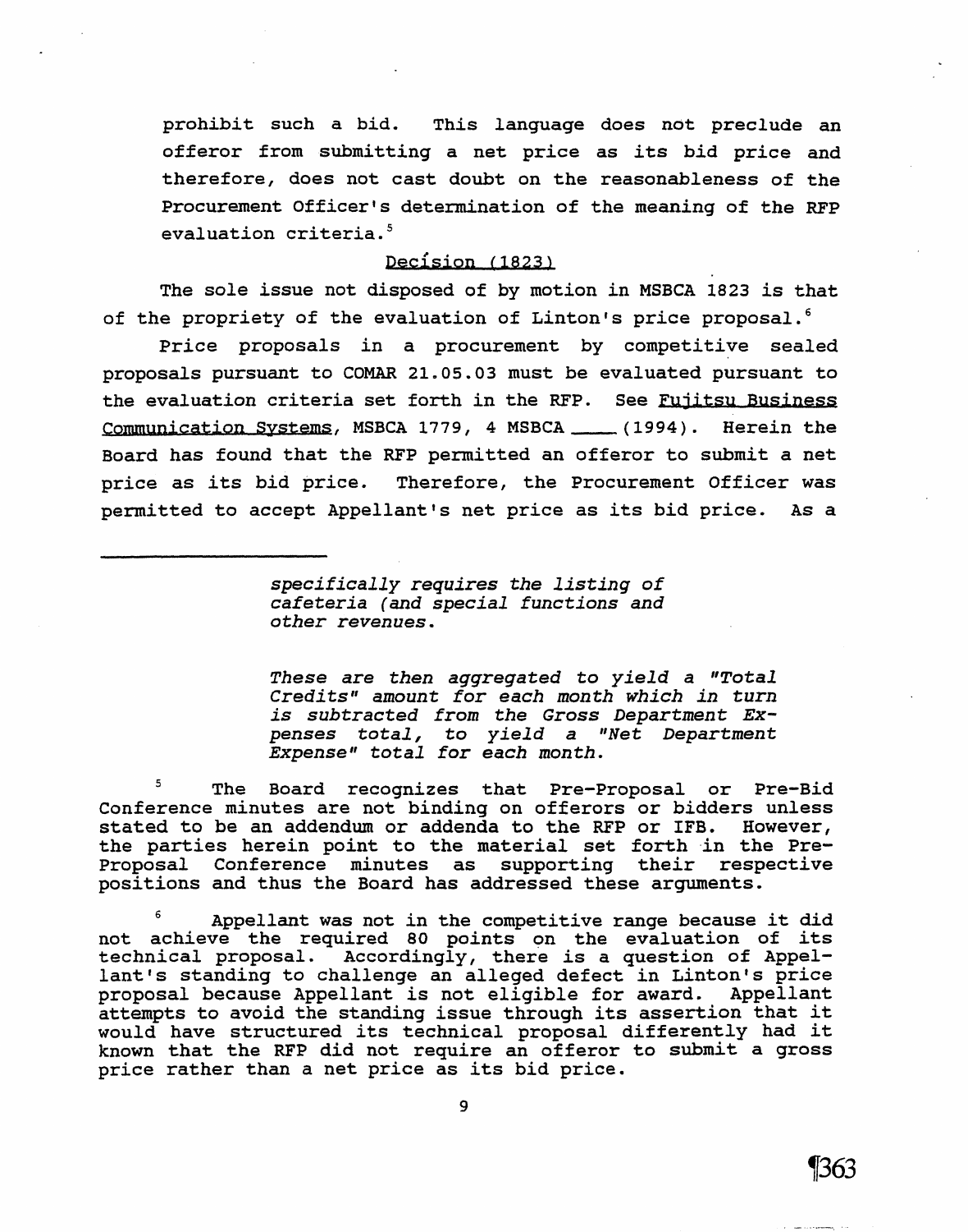prohibit such a bid. This language does not preclude an offeror from submitting a net price as its bid price and therefore, does not cast doubt on the reasonableness of the Procurement Officer's determination of the meaning of the RFP evaluation criteria.[5]

## Decision (1823)

The sole issue not disposed of by motion in MSBCA 1823 is that of the propriety of the evaluation of Linton's price proposal.[6]

Price proposals in a procurement by competitive sealed proposals pursuant to COMAR 21.05.03 must be evaluated pursuant to the evaluation criteria set forth in the RFP. See Fujitsu Business Communication Systems, MSBCA 1779, 4 MSBCA ____ (1994). Herein the Board has found that the RFP permitted an offeror to submit a net price as its bid price. Therefore, the Procurement Officer was permitted to accept Appellant's net price as its bid price. As a

---

> *specifically requires the listing of cafeteria (and special functions and other revenues.*
>
> *These are then aggregated to yield a "Total Credits" amount for each month which in turn is subtracted from the Gross Department Expenses total, to yield a "Net Department Expense" total for each month.*

[5] The Board recognizes that Pre-Proposal or Pre-Bid Conference minutes are not binding on offerors or bidders unless stated to be an addendum or addenda to the RFP or IFB. However, the parties herein point to the material set forth in the Pre-Proposal Conference minutes as supporting their respective positions and thus the Board has addressed these arguments.

[6] Appellant was not in the competitive range because it did not achieve the required 80 points on the evaluation of its technical proposal. Accordingly, there is a question of Appellant's standing to challenge an alleged defect in Linton's price proposal because Appellant is not eligible for award. Appellant attempts to avoid the standing issue through its assertion that it would have structured its technical proposal differently had it known that the RFP did not require an offeror to submit a gross price rather than a net price as its bid price.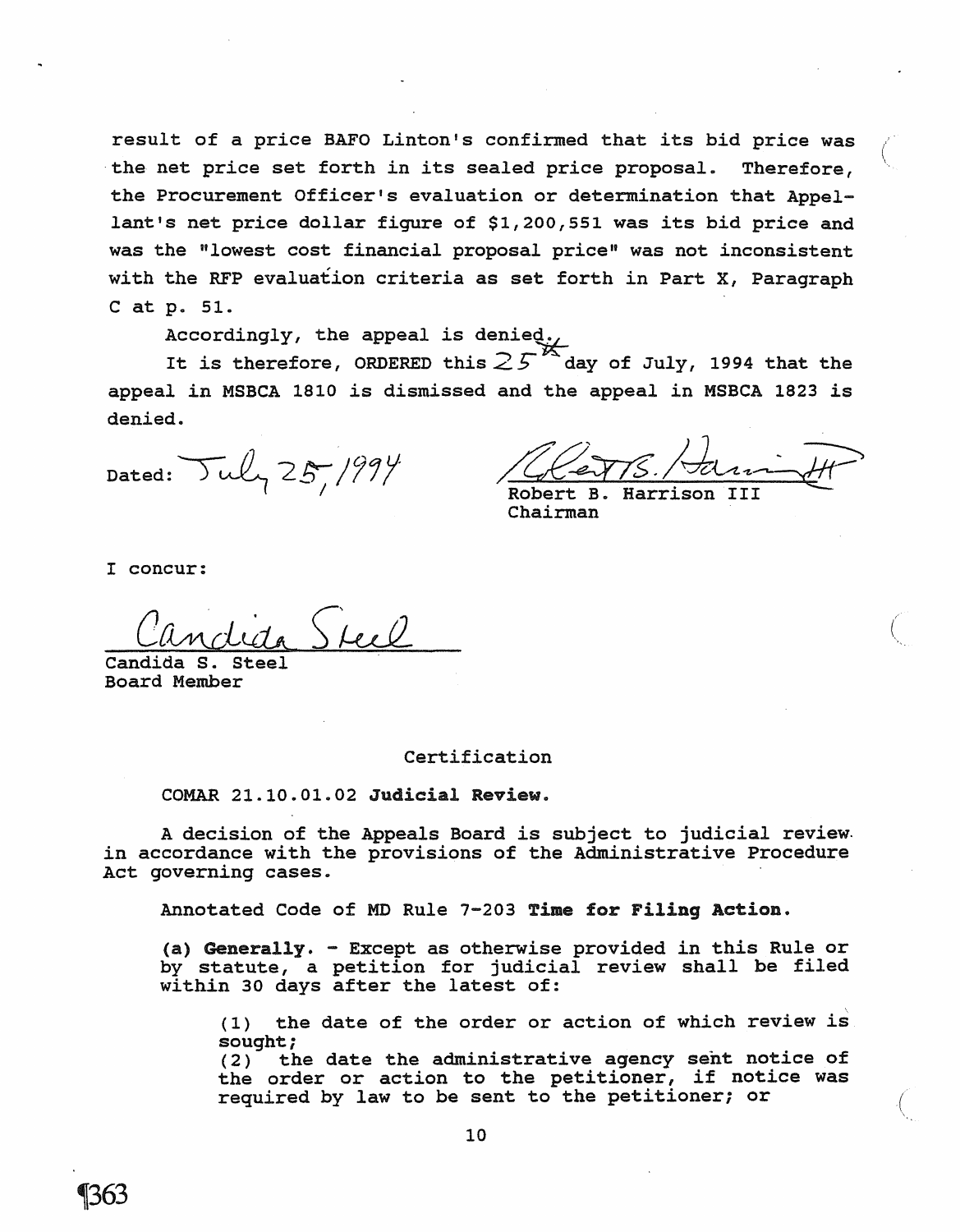result of a price BAFO Linton's confirmed that its bid price was the net price set forth in its sealed price proposal. Therefore, the Procurement Officer's evaluation or determination that Appellant's net price dollar figure of $1,200,551 was its bid price and was the "lowest cost financial proposal price" was not inconsistent with the RFP evaluation criteria as set forth in Part X, Paragraph C at p. 51.

Accordingly, the appeal is denied.

It is therefore, ORDERED this 25th day of July, 1994 that the appeal in MSBCA 1810 is dismissed and the appeal in MSBCA 1823 is denied.

Dated: July 25, 1994

Robert B. Harrison III
Chairman

I concur:

Candida S. Steel
Board Member

Certification

COMAR 21.10.01.02 **Judicial Review.**

A decision of the Appeals Board is subject to judicial review in accordance with the provisions of the Administrative Procedure Act governing cases.

Annotated Code of MD Rule 7-203 **Time for Filing Action.**

**(a) Generally.** - Except as otherwise provided in this Rule or by statute, a petition for judicial review shall be filed within 30 days after the latest of:

> (1) the date of the order or action of which review is sought;
> (2) the date the administrative agency sent notice of the order or action to the petitioner, if notice was required by law to be sent to the petitioner; or

¶363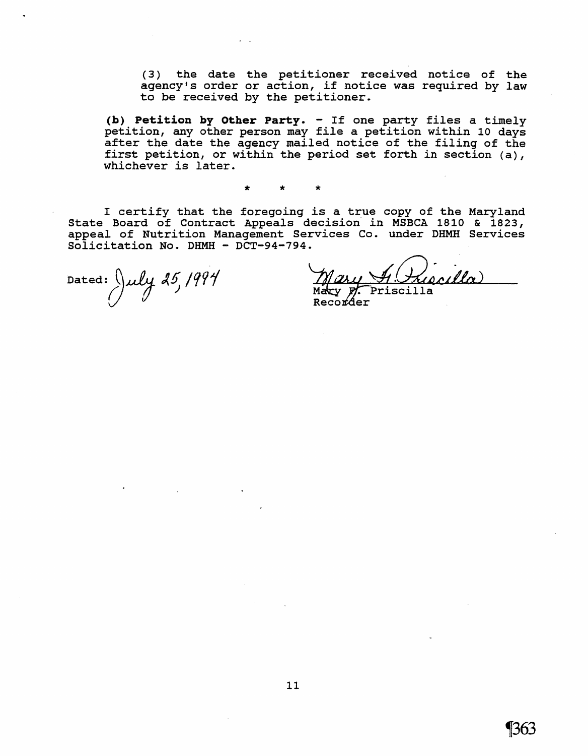(3) the date the petitioner received notice of the agency's order or action, if notice was required by law to be received by the petitioner.

**(b) Petition by Other Party.** - If one party files a timely petition, any other person may file a petition within 10 days after the date the agency mailed notice of the filing of the first petition, or within the period set forth in section (a), whichever is later.

\* \* \*

I certify that the foregoing is a true copy of the Maryland State Board of Contract Appeals decision in MSBCA 1810 & 1823, appeal of Nutrition Management Services Co. under DHMH Services Solicitation No. DHMH - DCT-94-794.

Dated: July 25, 1994

Mary F. Priscilla
Recorder

¶363